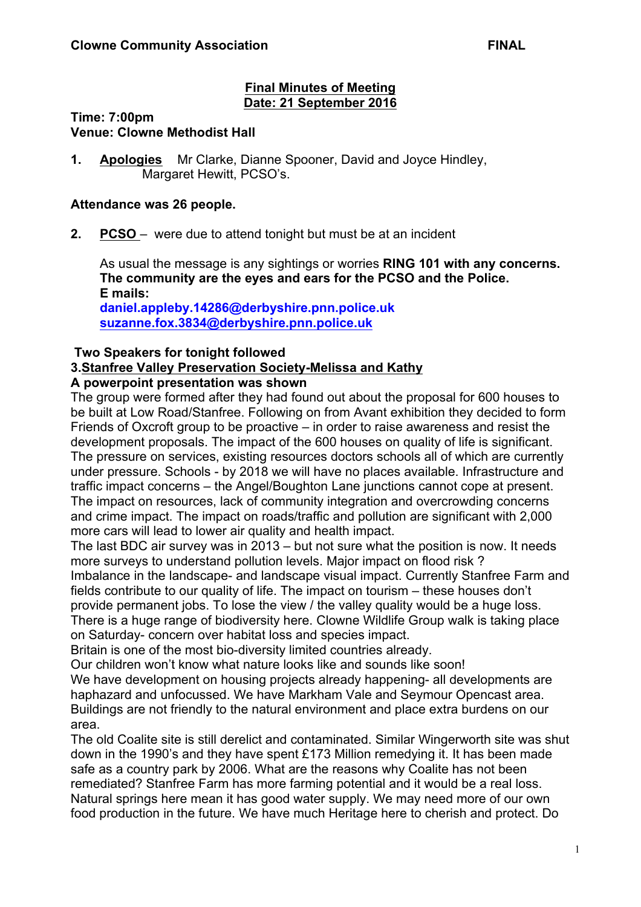**Clowne Community Association** **FINAL**

## Final Minutes of Meeting
## Date: 21 September 2016

**Time: 7:00pm**
**Venue: Clowne Methodist Hall**

1. **Apologies** Mr Clarke, Dianne Spooner, David and Joyce Hindley, Margaret Hewitt, PCSO's.

**Attendance was 26 people.**

2. **PCSO** – were due to attend tonight but must be at an incident

   As usual the message is any sightings or worries **RING 101 with any concerns. The community are the eyes and ears for the PCSO and the Police.**
   **E mails:**
   **daniel.appleby.14286@derbyshire.pnn.police.uk**
   **suzanne.fox.3834@derbyshire.pnn.police.uk**

**Two Speakers for tonight followed**

**3. Stanfree Valley Preservation Society-Melissa and Kathy**

**A powerpoint presentation was shown**

The group were formed after they had found out about the proposal for 600 houses to be built at Low Road/Stanfree. Following on from Avant exhibition they decided to form Friends of Oxcroft group to be proactive – in order to raise awareness and resist the development proposals. The impact of the 600 houses on quality of life is significant. The pressure on services, existing resources doctors schools all of which are currently under pressure. Schools - by 2018 we will have no places available. Infrastructure and traffic impact concerns – the Angel/Boughton Lane junctions cannot cope at present. The impact on resources, lack of community integration and overcrowding concerns and crime impact. The impact on roads/traffic and pollution are significant with 2,000 more cars will lead to lower air quality and health impact.
The last BDC air survey was in 2013 – but not sure what the position is now. It needs more surveys to understand pollution levels. Major impact on flood risk ?
Imbalance in the landscape- and landscape visual impact. Currently Stanfree Farm and fields contribute to our quality of life. The impact on tourism – these houses don't provide permanent jobs. To lose the view / the valley quality would be a huge loss. There is a huge range of biodiversity here. Clowne Wildlife Group walk is taking place on Saturday- concern over habitat loss and species impact.
Britain is one of the most bio-diversity limited countries already.
Our children won't know what nature looks like and sounds like soon!
We have development on housing projects already happening- all developments are haphazard and unfocussed. We have Markham Vale and Seymour Opencast area. Buildings are not friendly to the natural environment and place extra burdens on our area.
The old Coalite site is still derelict and contaminated. Similar Wingerworth site was shut down in the 1990's and they have spent £173 Million remedying it. It has been made safe as a country park by 2006. What are the reasons why Coalite has not been remediated? Stanfree Farm has more farming potential and it would be a real loss. Natural springs here mean it has good water supply. We may need more of our own food production in the future. We have much Heritage here to cherish and protect. Do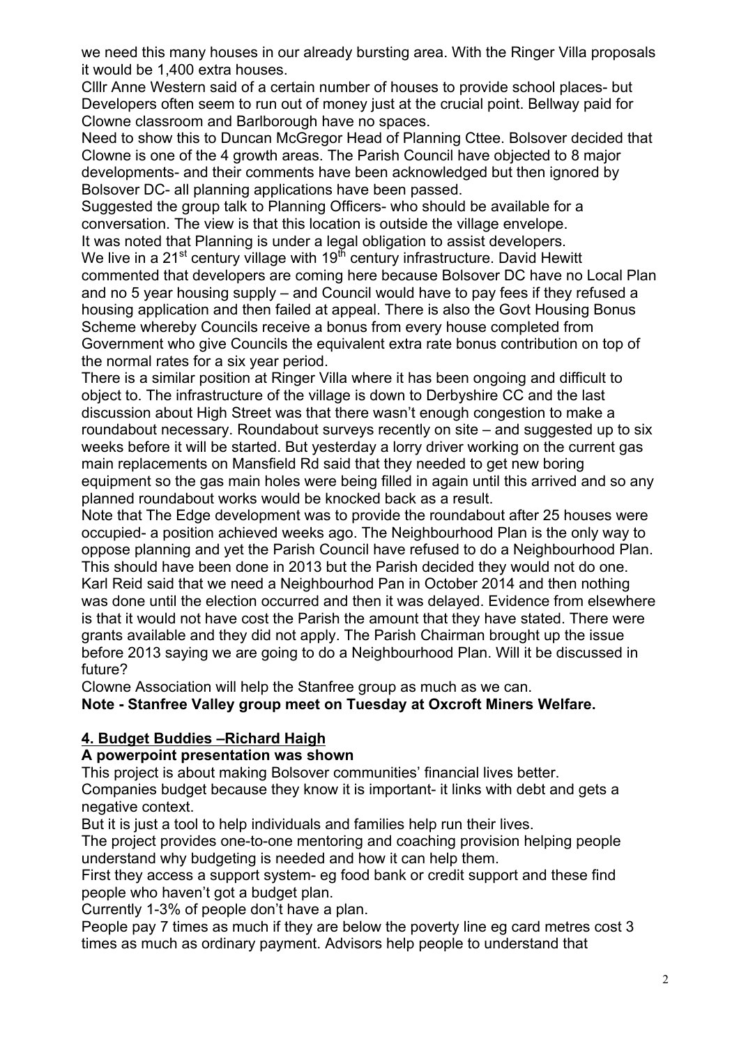we need this many houses in our already bursting area. With the Ringer Villa proposals it would be 1,400 extra houses.

Clllr Anne Western said of a certain number of houses to provide school places- but Developers often seem to run out of money just at the crucial point. Bellway paid for Clowne classroom and Barlborough have no spaces.

Need to show this to Duncan McGregor Head of Planning Cttee. Bolsover decided that Clowne is one of the 4 growth areas. The Parish Council have objected to 8 major developments- and their comments have been acknowledged but then ignored by Bolsover DC- all planning applications have been passed.

Suggested the group talk to Planning Officers- who should be available for a conversation. The view is that this location is outside the village envelope.

It was noted that Planning is under a legal obligation to assist developers.

We live in a 21st century village with 19th century infrastructure. David Hewitt commented that developers are coming here because Bolsover DC have no Local Plan and no 5 year housing supply – and Council would have to pay fees if they refused a housing application and then failed at appeal. There is also the Govt Housing Bonus Scheme whereby Councils receive a bonus from every house completed from Government who give Councils the equivalent extra rate bonus contribution on top of the normal rates for a six year period.

There is a similar position at Ringer Villa where it has been ongoing and difficult to object to. The infrastructure of the village is down to Derbyshire CC and the last discussion about High Street was that there wasn't enough congestion to make a roundabout necessary. Roundabout surveys recently on site – and suggested up to six weeks before it will be started. But yesterday a lorry driver working on the current gas main replacements on Mansfield Rd said that they needed to get new boring equipment so the gas main holes were being filled in again until this arrived and so any planned roundabout works would be knocked back as a result.

Note that The Edge development was to provide the roundabout after 25 houses were occupied- a position achieved weeks ago. The Neighbourhood Plan is the only way to oppose planning and yet the Parish Council have refused to do a Neighbourhood Plan. This should have been done in 2013 but the Parish decided they would not do one. Karl Reid said that we need a Neighbourhod Pan in October 2014 and then nothing was done until the election occurred and then it was delayed. Evidence from elsewhere is that it would not have cost the Parish the amount that they have stated. There were grants available and they did not apply. The Parish Chairman brought up the issue before 2013 saying we are going to do a Neighbourhood Plan. Will it be discussed in future?

Clowne Association will help the Stanfree group as much as we can.

**Note - Stanfree Valley group meet on Tuesday at Oxcroft Miners Welfare.**

## 4. Budget Buddies –Richard Haigh

**A powerpoint presentation was shown**

This project is about making Bolsover communities' financial lives better.

Companies budget because they know it is important- it links with debt and gets a negative context.

But it is just a tool to help individuals and families help run their lives.

The project provides one-to-one mentoring and coaching provision helping people understand why budgeting is needed and how it can help them.

First they access a support system- eg food bank or credit support and these find people who haven't got a budget plan.

Currently 1-3% of people don't have a plan.

People pay 7 times as much if they are below the poverty line eg card metres cost 3 times as much as ordinary payment. Advisors help people to understand that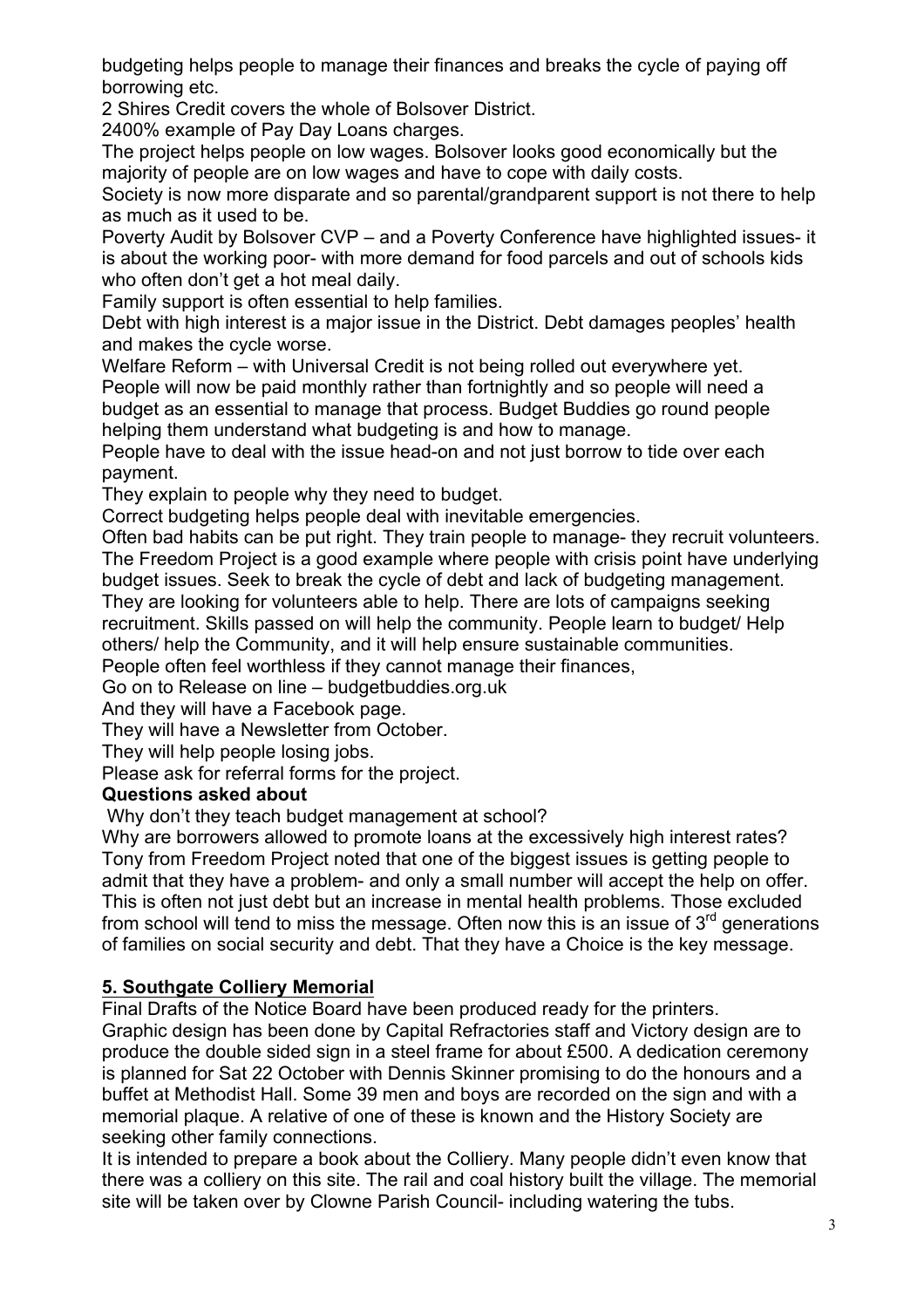budgeting helps people to manage their finances and breaks the cycle of paying off borrowing etc.

2 Shires Credit covers the whole of Bolsover District.

2400% example of Pay Day Loans charges.

The project helps people on low wages. Bolsover looks good economically but the majority of people are on low wages and have to cope with daily costs.

Society is now more disparate and so parental/grandparent support is not there to help as much as it used to be.

Poverty Audit by Bolsover CVP – and a Poverty Conference have highlighted issues- it is about the working poor- with more demand for food parcels and out of schools kids who often don't get a hot meal daily.

Family support is often essential to help families.

Debt with high interest is a major issue in the District. Debt damages peoples' health and makes the cycle worse.

Welfare Reform – with Universal Credit is not being rolled out everywhere yet.

People will now be paid monthly rather than fortnightly and so people will need a budget as an essential to manage that process. Budget Buddies go round people helping them understand what budgeting is and how to manage.

People have to deal with the issue head-on and not just borrow to tide over each payment.

They explain to people why they need to budget.

Correct budgeting helps people deal with inevitable emergencies.

Often bad habits can be put right. They train people to manage- they recruit volunteers. The Freedom Project is a good example where people with crisis point have underlying budget issues. Seek to break the cycle of debt and lack of budgeting management. They are looking for volunteers able to help. There are lots of campaigns seeking recruitment. Skills passed on will help the community. People learn to budget/ Help others/ help the Community, and it will help ensure sustainable communities.

People often feel worthless if they cannot manage their finances,

Go on to Release on line – budgetbuddies.org.uk

And they will have a Facebook page.

They will have a Newsletter from October.

They will help people losing jobs.

Please ask for referral forms for the project.

**Questions asked about**

Why don't they teach budget management at school?

Why are borrowers allowed to promote loans at the excessively high interest rates?

Tony from Freedom Project noted that one of the biggest issues is getting people to admit that they have a problem- and only a small number will accept the help on offer. This is often not just debt but an increase in mental health problems. Those excluded from school will tend to miss the message. Often now this is an issue of 3rd generations of families on social security and debt. That they have a Choice is the key message.

## 5. Southgate Colliery Memorial

Final Drafts of the Notice Board have been produced ready for the printers.

Graphic design has been done by Capital Refractories staff and Victory design are to produce the double sided sign in a steel frame for about £500. A dedication ceremony is planned for Sat 22 October with Dennis Skinner promising to do the honours and a buffet at Methodist Hall. Some 39 men and boys are recorded on the sign and with a memorial plaque. A relative of one of these is known and the History Society are seeking other family connections.

It is intended to prepare a book about the Colliery. Many people didn't even know that there was a colliery on this site. The rail and coal history built the village. The memorial site will be taken over by Clowne Parish Council- including watering the tubs.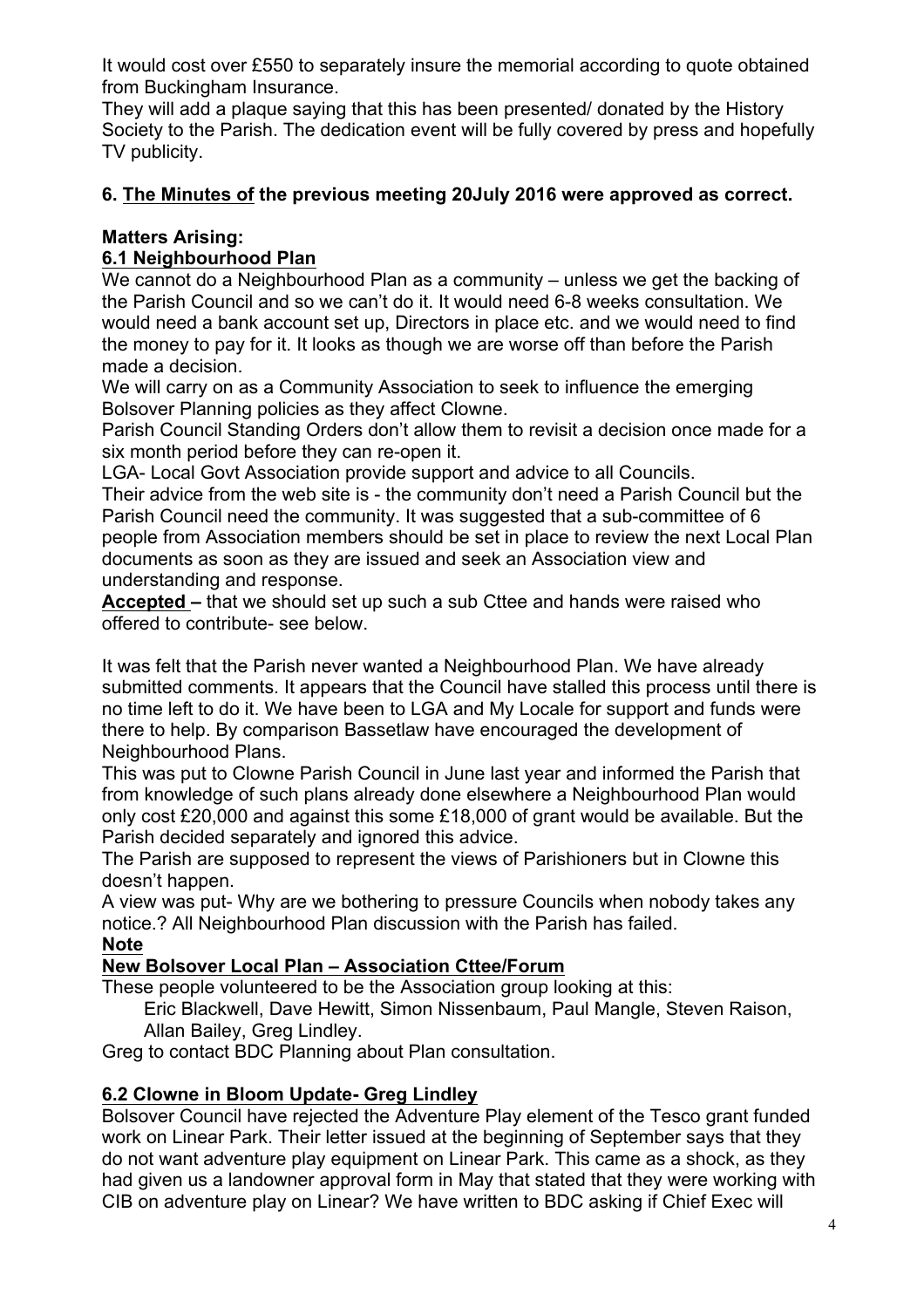It would cost over £550 to separately insure the memorial according to quote obtained from Buckingham Insurance.

They will add a plaque saying that this has been presented/ donated by the History Society to the Parish. The dedication event will be fully covered by press and hopefully TV publicity.

### 6. <u>The Minutes of</u> the previous meeting 20July 2016 were approved as correct.

**Matters Arising:**

**<u>6.1 Neighbourhood Plan</u>**

We cannot do a Neighbourhood Plan as a community – unless we get the backing of the Parish Council and so we can't do it. It would need 6-8 weeks consultation. We would need a bank account set up, Directors in place etc. and we would need to find the money to pay for it. It looks as though we are worse off than before the Parish made a decision.

We will carry on as a Community Association to seek to influence the emerging Bolsover Planning policies as they affect Clowne.

Parish Council Standing Orders don't allow them to revisit a decision once made for a six month period before they can re-open it.

LGA- Local Govt Association provide support and advice to all Councils.

Their advice from the web site is - the community don't need a Parish Council but the Parish Council need the community. It was suggested that a sub-committee of 6 people from Association members should be set in place to review the next Local Plan documents as soon as they are issued and seek an Association view and understanding and response.

**<u>Accepted</u> –** that we should set up such a sub Cttee and hands were raised who offered to contribute- see below.

It was felt that the Parish never wanted a Neighbourhood Plan. We have already submitted comments. It appears that the Council have stalled this process until there is no time left to do it. We have been to LGA and My Locale for support and funds were there to help. By comparison Bassetlaw have encouraged the development of Neighbourhood Plans.

This was put to Clowne Parish Council in June last year and informed the Parish that from knowledge of such plans already done elsewhere a Neighbourhood Plan would only cost £20,000 and against this some £18,000 of grant would be available. But the Parish decided separately and ignored this advice.

The Parish are supposed to represent the views of Parishioners but in Clowne this doesn't happen.

A view was put- Why are we bothering to pressure Councils when nobody takes any notice.? All Neighbourhood Plan discussion with the Parish has failed.

**<u>Note</u>**

**<u>New Bolsover Local Plan – Association Cttee/Forum</u>**

These people volunteered to be the Association group looking at this:

Eric Blackwell, Dave Hewitt, Simon Nissenbaum, Paul Mangle, Steven Raison, Allan Bailey, Greg Lindley.

Greg to contact BDC Planning about Plan consultation.

**<u>6.2 Clowne in Bloom Update- Greg Lindley</u>**

Bolsover Council have rejected the Adventure Play element of the Tesco grant funded work on Linear Park. Their letter issued at the beginning of September says that they do not want adventure play equipment on Linear Park. This came as a shock, as they had given us a landowner approval form in May that stated that they were working with CIB on adventure play on Linear? We have written to BDC asking if Chief Exec will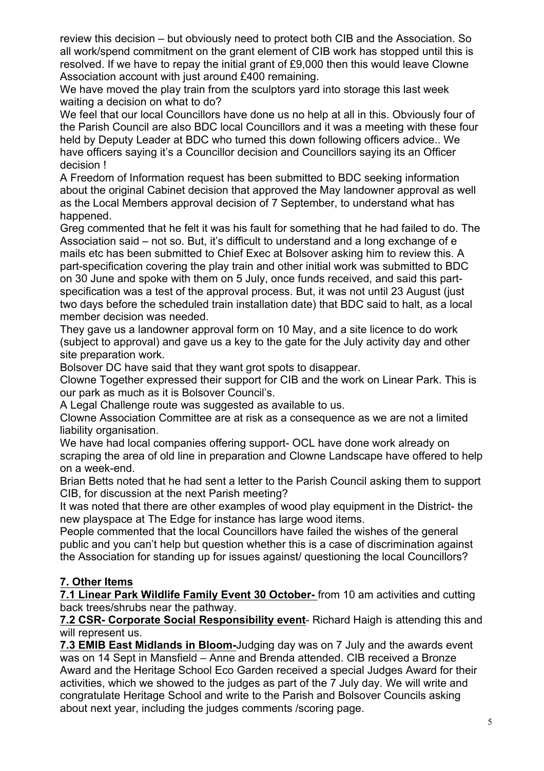review this decision – but obviously need to protect both CIB and the Association. So all work/spend commitment on the grant element of CIB work has stopped until this is resolved. If we have to repay the initial grant of £9,000 then this would leave Clowne Association account with just around £400 remaining.

We have moved the play train from the sculptors yard into storage this last week waiting a decision on what to do?

We feel that our local Councillors have done us no help at all in this. Obviously four of the Parish Council are also BDC local Councillors and it was a meeting with these four held by Deputy Leader at BDC who turned this down following officers advice.. We have officers saying it's a Councillor decision and Councillors saying its an Officer decision !

A Freedom of Information request has been submitted to BDC seeking information about the original Cabinet decision that approved the May landowner approval as well as the Local Members approval decision of 7 September, to understand what has happened.

Greg commented that he felt it was his fault for something that he had failed to do. The Association said – not so. But, it's difficult to understand and a long exchange of e mails etc has been submitted to Chief Exec at Bolsover asking him to review this. A part-specification covering the play train and other initial work was submitted to BDC on 30 June and spoke with them on 5 July, once funds received, and said this part-specification was a test of the approval process. But, it was not until 23 August (just two days before the scheduled train installation date) that BDC said to halt, as a local member decision was needed.

They gave us a landowner approval form on 10 May, and a site licence to do work (subject to approval) and gave us a key to the gate for the July activity day and other site preparation work.

Bolsover DC have said that they want grot spots to disappear.

Clowne Together expressed their support for CIB and the work on Linear Park. This is our park as much as it is Bolsover Council's.

A Legal Challenge route was suggested as available to us.

Clowne Association Committee are at risk as a consequence as we are not a limited liability organisation.

We have had local companies offering support- OCL have done work already on scraping the area of old line in preparation and Clowne Landscape have offered to help on a week-end.

Brian Betts noted that he had sent a letter to the Parish Council asking them to support CIB, for discussion at the next Parish meeting?

It was noted that there are other examples of wood play equipment in the District- the new playspace at The Edge for instance has large wood items.

People commented that the local Councillors have failed the wishes of the general public and you can't help but question whether this is a case of discrimination against the Association for standing up for issues against/ questioning the local Councillors?

## 7. Other Items

**7.1 Linear Park Wildlife Family Event 30 October-** from 10 am activities and cutting back trees/shrubs near the pathway.

**7.2 CSR- Corporate Social Responsibility event**- Richard Haigh is attending this and will represent us.

**7.3 EMIB East Midlands in Bloom-**Judging day was on 7 July and the awards event was on 14 Sept in Mansfield – Anne and Brenda attended. CIB received a Bronze Award and the Heritage School Eco Garden received a special Judges Award for their activities, which we showed to the judges as part of the 7 July day. We will write and congratulate Heritage School and write to the Parish and Bolsover Councils asking about next year, including the judges comments /scoring page.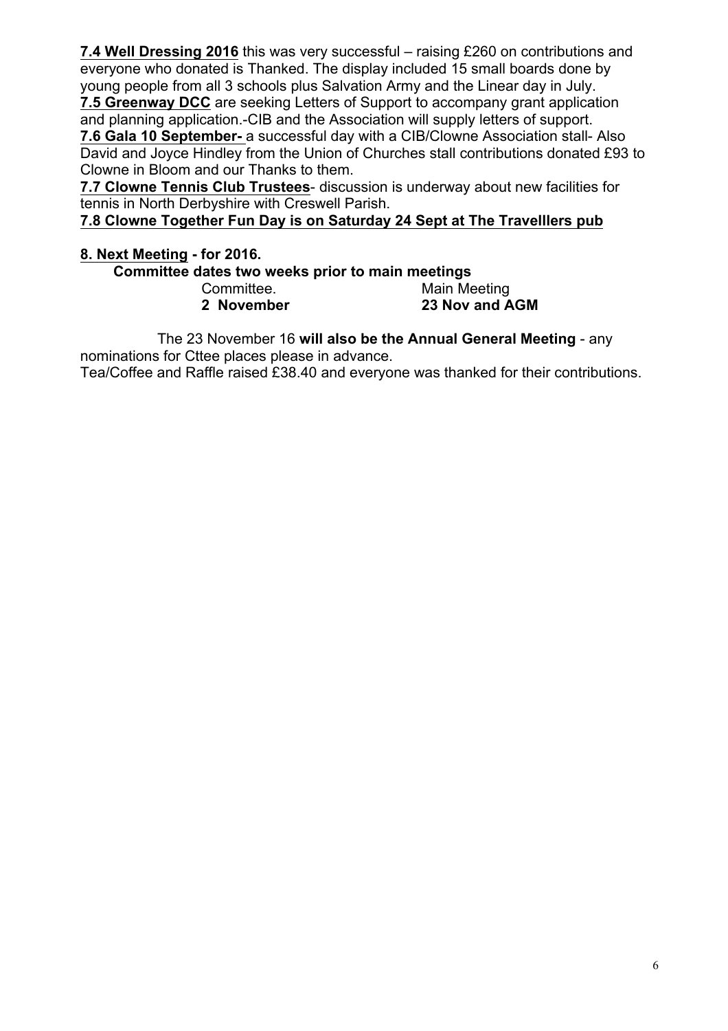**7.4 Well Dressing 2016** this was very successful – raising £260 on contributions and everyone who donated is Thanked. The display included 15 small boards done by young people from all 3 schools plus Salvation Army and the Linear day in July.

**7.5 Greenway DCC** are seeking Letters of Support to accompany grant application and planning application.-CIB and the Association will supply letters of support.

**7.6 Gala 10 September-** a successful day with a CIB/Clowne Association stall- Also David and Joyce Hindley from the Union of Churches stall contributions donated £93 to Clowne in Bloom and our Thanks to them.

**7.7 Clowne Tennis Club Trustees**- discussion is underway about new facilities for tennis in North Derbyshire with Creswell Parish.

**7.8 Clowne Together Fun Day is on Saturday 24 Sept at The Travelllers pub**

**8. Next Meeting - for 2016.**

**Committee dates two weeks prior to main meetings**

| Committee. | Main Meeting |
|---|---|
| **2 November** | **23 Nov and AGM** |

The 23 November 16 **will also be the Annual General Meeting** - any nominations for Cttee places please in advance.

Tea/Coffee and Raffle raised £38.40 and everyone was thanked for their contributions.